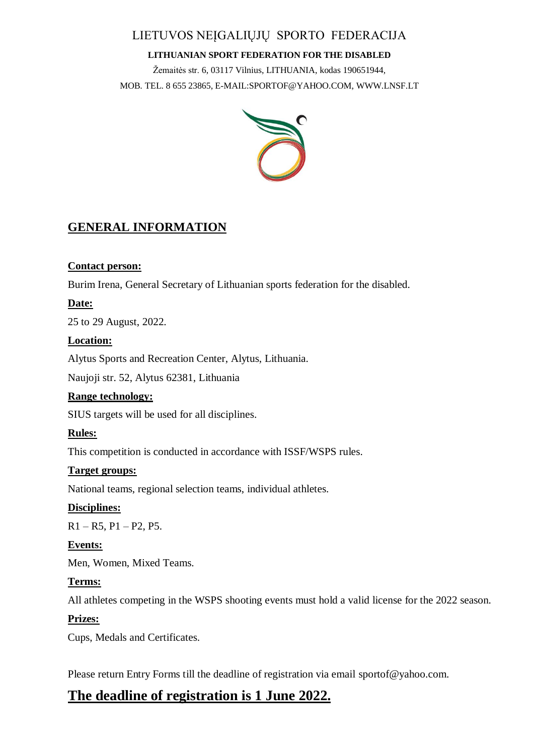LIETUVOS NEĮGALIŲJŲ SPORTO FEDERACIJA

**LITHUANIAN SPORT FEDERATION FOR THE DISABLED**

Žemaitės str. 6, 03117 Vilnius, LITHUANIA, kodas 190651944,

MOB. TEL. 8 655 23865, E-MAIL:SPORTOF@YAHOO.COM, WWW.LNSF.LT

## GENERAL INFORMATION

**Contact person:**

Burim Irena, General Secretary of Lithuanian sports federation for the disabled.

**Date:**

25 to 29 August, 2022.

**Location:**

Alytus Sports and Recreation Center, Alytus, Lithuania.

Naujoji str. 52, Alytus 62381, Lithuania

**Range technology:**

SIUS targets will be used for all disciplines.

**Rules:**

This competition is conducted in accordance with ISSF/WSPS rules.

**Target groups:**

National teams, regional selection teams, individual athletes.

**Disciplines:**

R1 – R5, P1 – P2, P5.

**Events:**

Men, Women, Mixed Teams.

**Terms:**

All athletes competing in the WSPS shooting events must hold a valid license for the 2022 season.

**Prizes:**

Cups, Medals and Certificates.

Please return Entry Forms till the deadline of registration via email sportof@yahoo.com.

## The deadline of registration is 1 June 2022.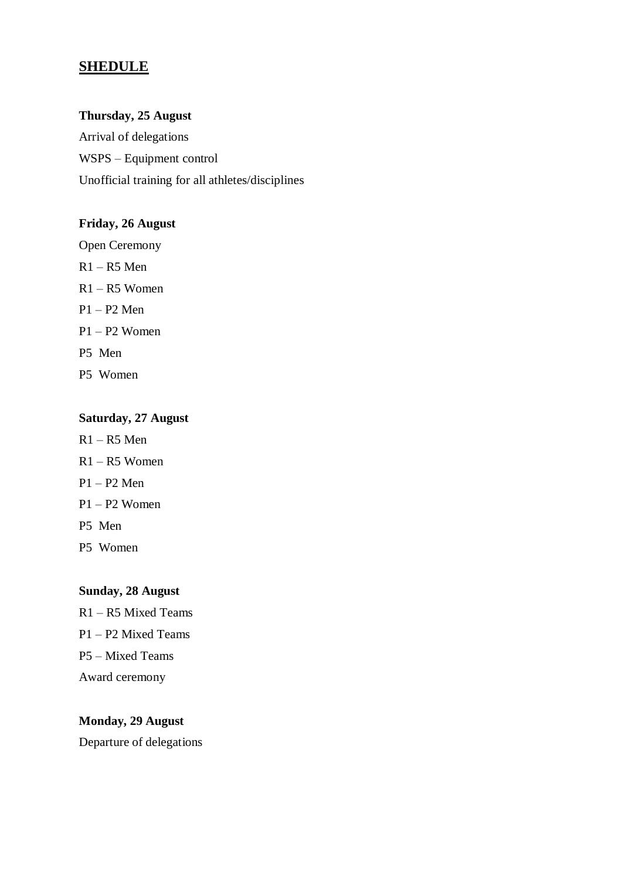## SHEDULE

**Thursday, 25 August**

Arrival of delegations

WSPS – Equipment control

Unofficial training for all athletes/disciplines

**Friday, 26 August**

Open Ceremony

R1 – R5 Men

R1 – R5 Women

P1 – P2 Men

P1 – P2 Women

P5 Men

P5 Women

**Saturday, 27 August**

R1 – R5 Men

R1 – R5 Women

P1 – P2 Men

P1 – P2 Women

P5 Men

P5 Women

**Sunday, 28 August**

R1 – R5 Mixed Teams

P1 – P2 Mixed Teams

P5 – Mixed Teams

Award ceremony

**Monday, 29 August**

Departure of delegations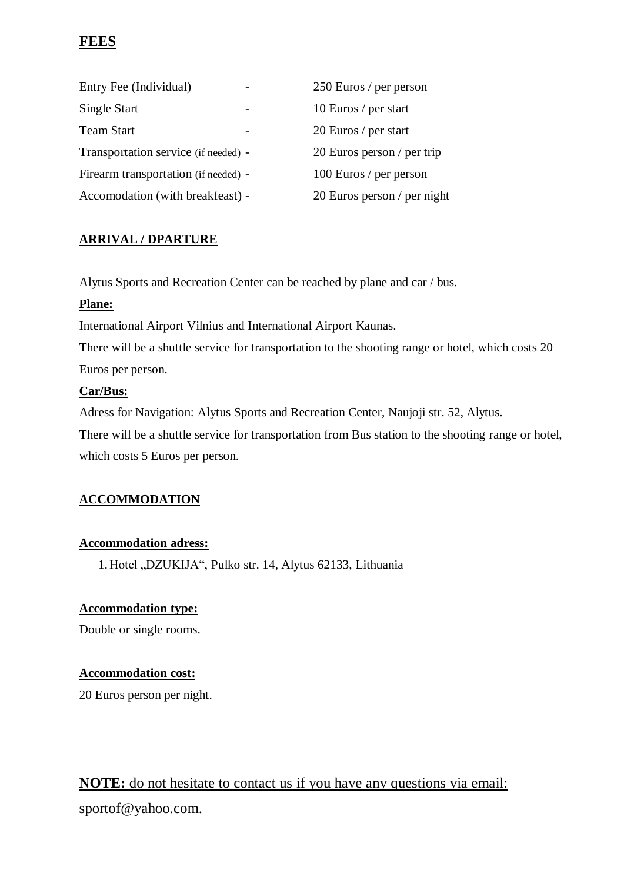## FEES

| | | |
|---|---|---|
| Entry Fee (Individual) | - | 250 Euros / per person |
| Single Start | - | 10 Euros / per start |
| Team Start | - | 20 Euros / per start |
| Transportation service (if needed) | - | 20 Euros person / per trip |
| Firearm transportation (if needed) | - | 100 Euros / per person |
| Accomodation (with breakfeast) | - | 20 Euros person / per night |

## ARRIVAL / DPARTURE

Alytus Sports and Recreation Center can be reached by plane and car / bus.

**Plane:**

International Airport Vilnius and International Airport Kaunas.

There will be a shuttle service for transportation to the shooting range or hotel, which costs 20 Euros per person.

**Car/Bus:**

Adress for Navigation: Alytus Sports and Recreation Center, Naujoji str. 52, Alytus.

There will be a shuttle service for transportation from Bus station to the shooting range or hotel, which costs 5 Euros per person.

## ACCOMMODATION

**Accommodation adress:**

1. Hotel „DZUKIJA", Pulko str. 14, Alytus 62133, Lithuania

**Accommodation type:**

Double or single rooms.

**Accommodation cost:**

20 Euros person per night.

**NOTE:** do not hesitate to contact us if you have any questions via email: sportof@yahoo.com.